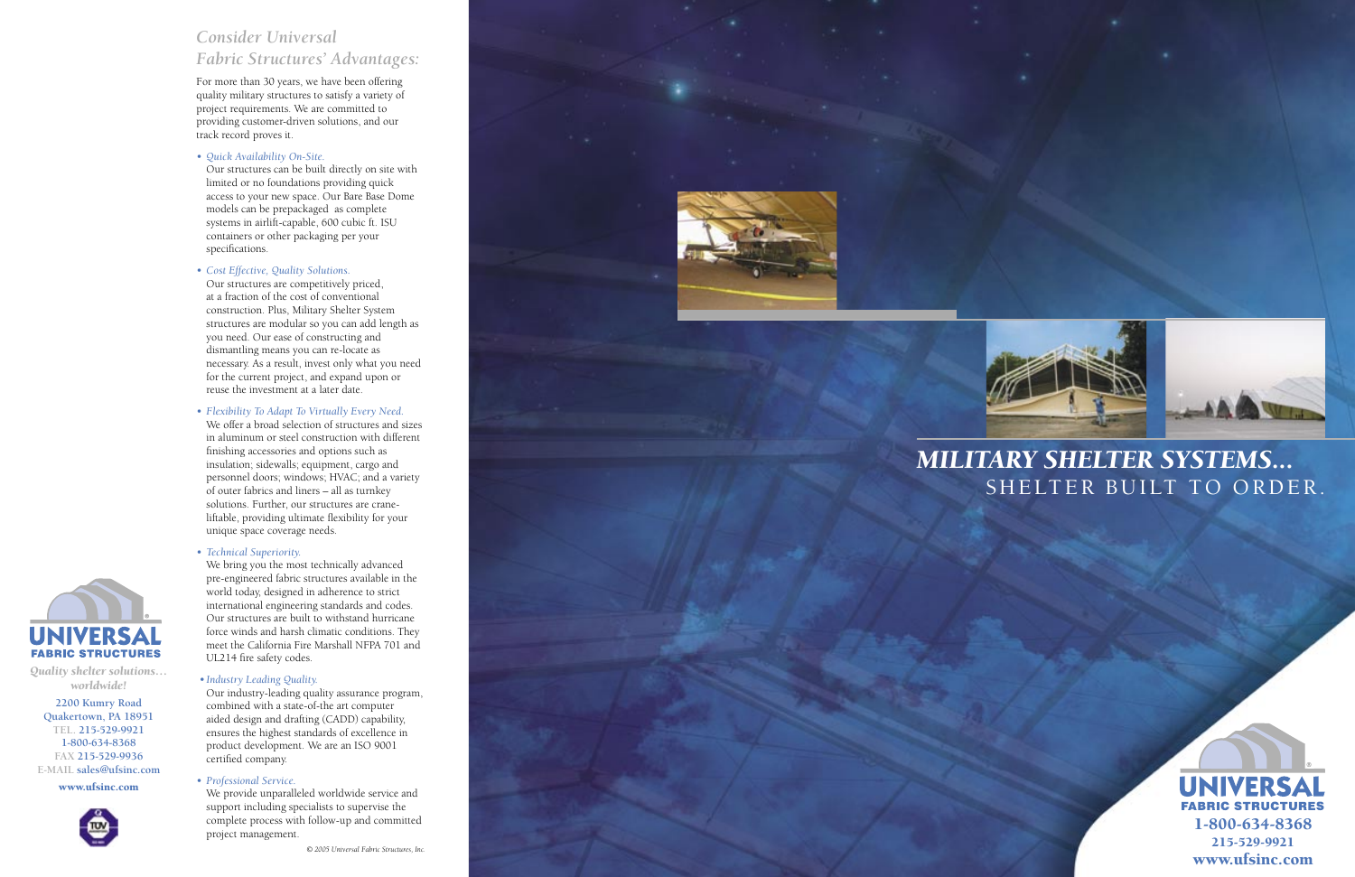## *Consider Universal Fabric Structures' Advantages:*

For more than 30 years, we have been offering quality military structures to satisfy a variety of project requirements. We are committed to providing customer-driven solutions, and our track record proves it.

- *Quick Availability On-Site.*
  Our structures can be built directly on site with limited or no foundations providing quick access to your new space. Our Bare Base Dome models can be prepackaged as complete systems in airlift-capable, 600 cubic ft. ISU containers or other packaging per your specifications.

- *Cost Effective, Quality Solutions.*
  Our structures are competitively priced, at a fraction of the cost of conventional construction. Plus, Military Shelter System structures are modular so you can add length as you need. Our ease of constructing and dismantling means you can re-locate as necessary. As a result, invest only what you need for the current project, and expand upon or reuse the investment at a later date.

- *Flexibility To Adapt To Virtually Every Need.*
  We offer a broad selection of structures and sizes in aluminum or steel construction with different finishing accessories and options such as insulation; sidewalls; equipment, cargo and personnel doors; windows; HVAC; and a variety of outer fabrics and liners – all as turnkey solutions. Further, our structures are crane-liftable, providing ultimate flexibility for your unique space coverage needs.

- *Technical Superiority.*
  We bring you the most technically advanced pre-engineered fabric structures available in the world today, designed in adherence to strict international engineering standards and codes. Our structures are built to withstand hurricane force winds and harsh climatic conditions. They meet the California Fire Marshall NFPA 701 and UL214 fire safety codes.

- *Industry Leading Quality.*
  Our industry-leading quality assurance program, combined with a state-of-the art computer aided design and drafting (CADD) capability, ensures the highest standards of excellence in product development. We are an ISO 9001 certified company.

- *Professional Service.*
  We provide unparalleled worldwide service and support including specialists to supervise the complete process with follow-up and committed project management.

© 2005 Universal Fabric Structures, Inc.

**UNIVERSAL FABRIC STRUCTURES**

*Quality shelter solutions… worldwide!*

2200 Kumry Road
Quakertown, PA 18951
TEL. 215-529-9921
1-800-634-8368
FAX 215-529-9936
E-MAIL sales@ufsinc.com

www.ufsinc.com

# *MILITARY SHELTER SYSTEMS…*

## SHELTER BUILT TO ORDER.

**UNIVERSAL FABRIC STRUCTURES**

1-800-634-8368
215-529-9921
www.ufsinc.com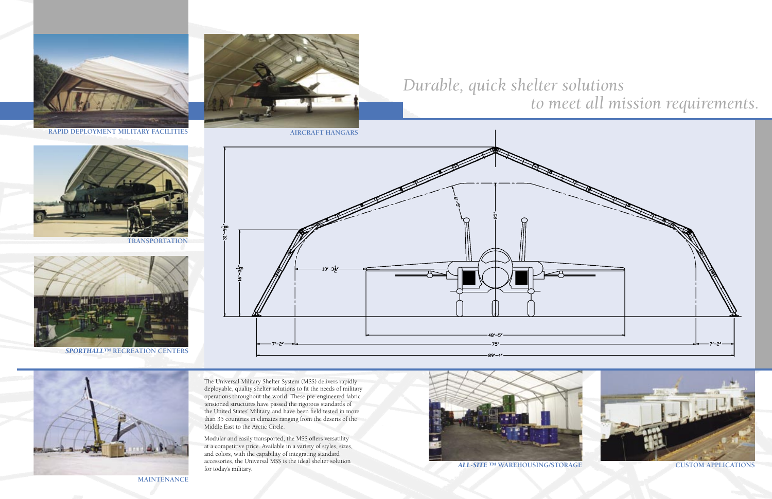RAPID DEPLOYMENT MILITARY FACILITIES

AIRCRAFT HANGARS

# *Durable, quick shelter solutions to meet all mission requirements.*

31'-9⅛"

16'-3⅛"

13'-3½"

6'-5"

25'

48'-5"

7'-2"

75'

7'-2"

89'-4"

TRANSPORTATION

*SPORTHALL™* RECREATION CENTERS

MAINTENANCE

The Universal Military Shelter System (MSS) delivers rapidly deployable, quality shelter solutions to fit the needs of military operations throughout the world. These pre-engineered fabric tensioned structures have passed the rigorous standards of the United States' Military, and have been field tested in more than 35 countries in climates ranging from the deserts of the Middle East to the Arctic Circle.

Modular and easily transported, the MSS offers versatility at a competitive price. Available in a variety of styles, sizes, and colors, with the capability of integrating standard accessories, the Universal MSS is the ideal shelter solution for today's military.

*ALL-SITE ™* WAREHOUSING/STORAGE

CUSTOM APPLICATIONS